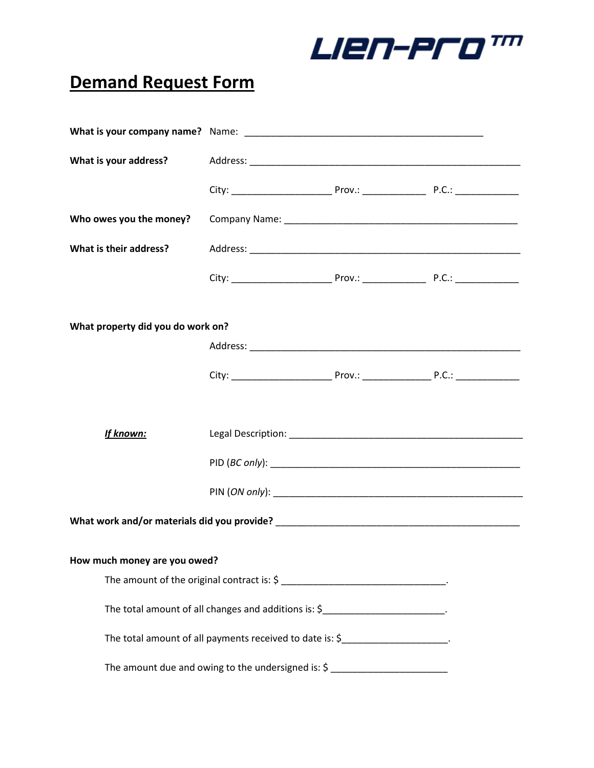LIEN-PRO™

# Demand Request Form

**What is your company name?** Name: ______________________________________________

**What is your address?** Address: ______________________________________________________

City: ___________________ Prov.: ____________ P.C.: ____________

**Who owes you the money?** Company Name: ______________________________________________

**What is their address?** Address: ______________________________________________________

City: ___________________ Prov.: ____________ P.C.: ____________

**What property did you do work on?**

Address: ______________________________________________________

City: ___________________ Prov.: _____________ P.C.: ____________

***If known:***

Legal Description: ______________________________________________

PID (*BC only*): __________________________________________________

PIN (*ON only*): __________________________________________________

**What work and/or materials did you provide?** _______________________________________________

**How much money are you owed?**

The amount of the original contract is: $ _______________________________.

The total amount of all changes and additions is: $_______________________.

The total amount of all payments received to date is: $____________________.

The amount due and owing to the undersigned is: $ ______________________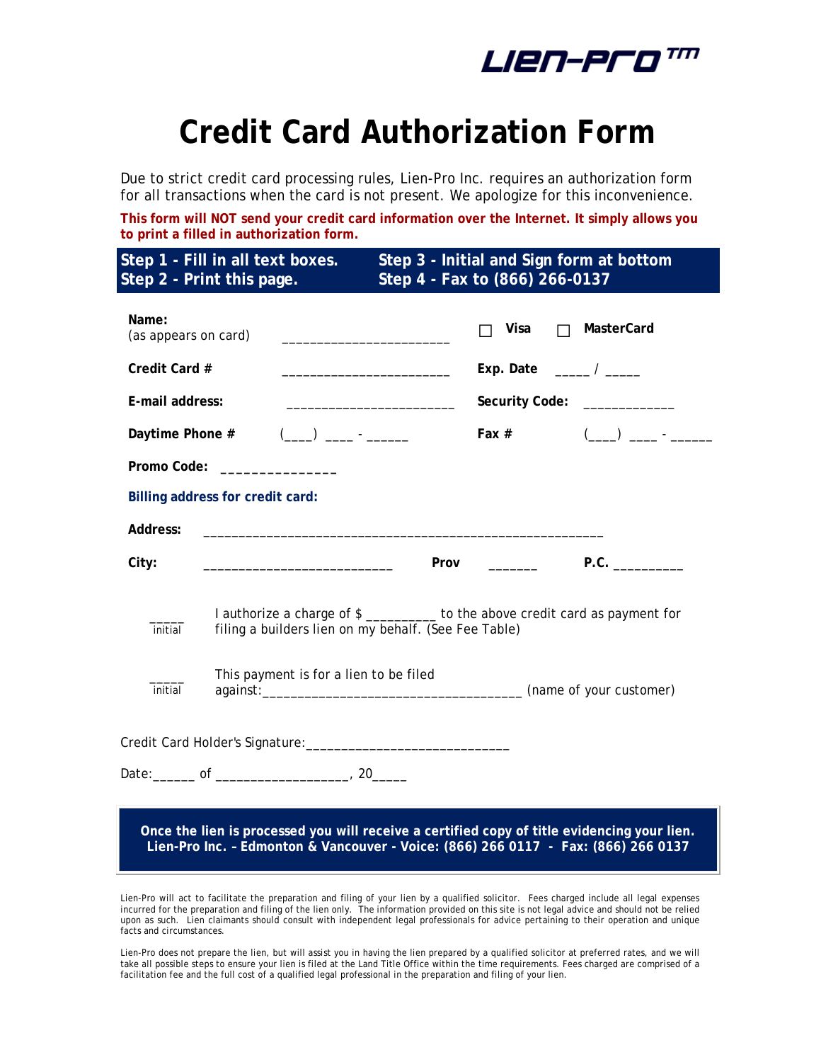Lien-Pro™

# Credit Card Authorization Form

Due to strict credit card processing rules, Lien-Pro Inc. requires an authorization form for all transactions when the card is not present. We apologize for this inconvenience.

**This form will NOT send your credit card information over the Internet. It simply allows you to print a filled in authorization form.**

**Step 1 - Fill in all text boxes.**
**Step 2 - Print this page.**
**Step 3 - Initial and Sign form at bottom**
**Step 4 - Fax to (866) 266-0137**

**Name:** (as appears on card) _______________________ ☐ **Visa** ☐ **MasterCard**

**Credit Card #** _______________________ **Exp. Date** _____ / _____

**E-mail address:** _______________________ **Security Code:** ____________

**Daytime Phone #** (____) ____ - ______ **Fax #** (____) ____ - ______

**Promo Code:** _______________

**Billing address for credit card:**

**Address:** _______________________________________________________

**City:** ___________________________ **Prov** _______ **P.C.** __________

_____ initial — I authorize a charge of $ __________ to the above credit card as payment for filing a builders lien on my behalf. (See Fee Table)

_____ initial — This payment is for a lien to be filed against:____________________________________ (name of your customer)

Credit Card Holder's Signature:____________________________

Date:______ of __________________, 20_____

**Once the lien is processed you will receive a certified copy of title evidencing your lien.**
**Lien-Pro Inc. – Edmonton & Vancouver - Voice: (866) 266 0117 - Fax: (866) 266 0137**

Lien-Pro will act to facilitate the preparation and filing of your lien by a qualified solicitor. Fees charged include all legal expenses incurred for the preparation and filing of the lien only. The information provided on this site is not legal advice and should not be relied upon as such. Lien claimants should consult with independent legal professionals for advice pertaining to their operation and unique facts and circumstances.

Lien-Pro does not prepare the lien, but will assist you in having the lien prepared by a qualified solicitor at preferred rates, and we will take all possible steps to ensure your lien is filed at the Land Title Office within the time requirements. Fees charged are comprised of a facilitation fee and the full cost of a qualified legal professional in the preparation and filing of your lien.